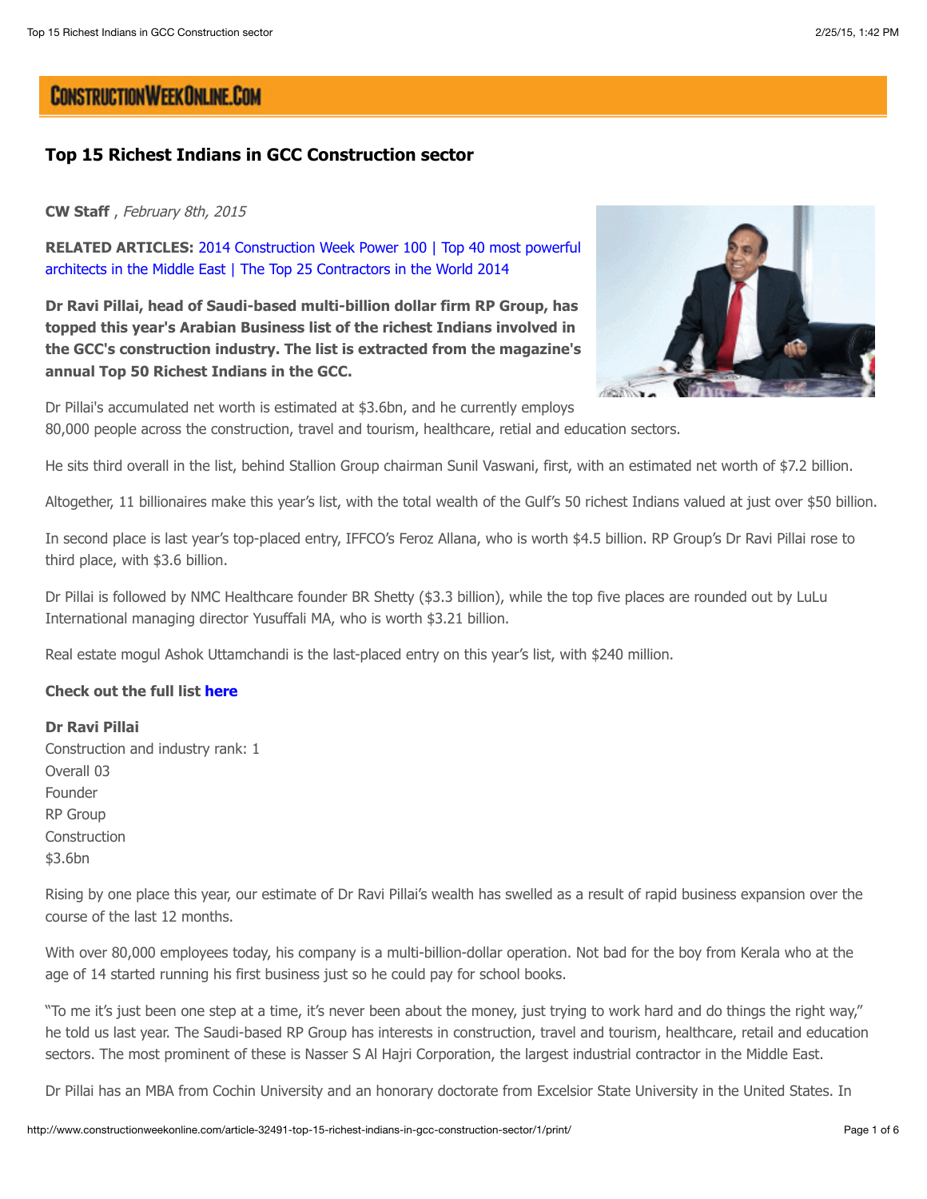# Top 15 Richest Indians in GCC Construction sector

**CW Staff** , *February 8th, 2015*

**RELATED ARTICLES:** 2014 Construction Week Power 100 | Top 40 most powerful architects in the Middle East | The Top 25 Contractors in the World 2014

**Dr Ravi Pillai, head of Saudi-based multi-billion dollar firm RP Group, has topped this year's Arabian Business list of the richest Indians involved in the GCC's construction industry. The list is extracted from the magazine's annual Top 50 Richest Indians in the GCC.**

Dr Pillai's accumulated net worth is estimated at $3.6bn, and he currently employs 80,000 people across the construction, travel and tourism, healthcare, retial and education sectors.

He sits third overall in the list, behind Stallion Group chairman Sunil Vaswani, first, with an estimated net worth of $7.2 billion.

Altogether, 11 billionaires make this year's list, with the total wealth of the Gulf's 50 richest Indians valued at just over $50 billion.

In second place is last year's top-placed entry, IFFCO's Feroz Allana, who is worth $4.5 billion. RP Group's Dr Ravi Pillai rose to third place, with $3.6 billion.

Dr Pillai is followed by NMC Healthcare founder BR Shetty ($3.3 billion), while the top five places are rounded out by LuLu International managing director Yusuffali MA, who is worth $3.21 billion.

Real estate mogul Ashok Uttamchandi is the last-placed entry on this year's list, with $240 million.

**Check out the full list here**

**Dr Ravi Pillai**
Construction and industry rank: 1
Overall 03
Founder
RP Group
Construction
$3.6bn

Rising by one place this year, our estimate of Dr Ravi Pillai's wealth has swelled as a result of rapid business expansion over the course of the last 12 months.

With over 80,000 employees today, his company is a multi-billion-dollar operation. Not bad for the boy from Kerala who at the age of 14 started running his first business just so he could pay for school books.

"To me it's just been one step at a time, it's never been about the money, just trying to work hard and do things the right way," he told us last year. The Saudi-based RP Group has interests in construction, travel and tourism, healthcare, retail and education sectors. The most prominent of these is Nasser S Al Hajri Corporation, the largest industrial contractor in the Middle East.

Dr Pillai has an MBA from Cochin University and an honorary doctorate from Excelsior State University in the United States. In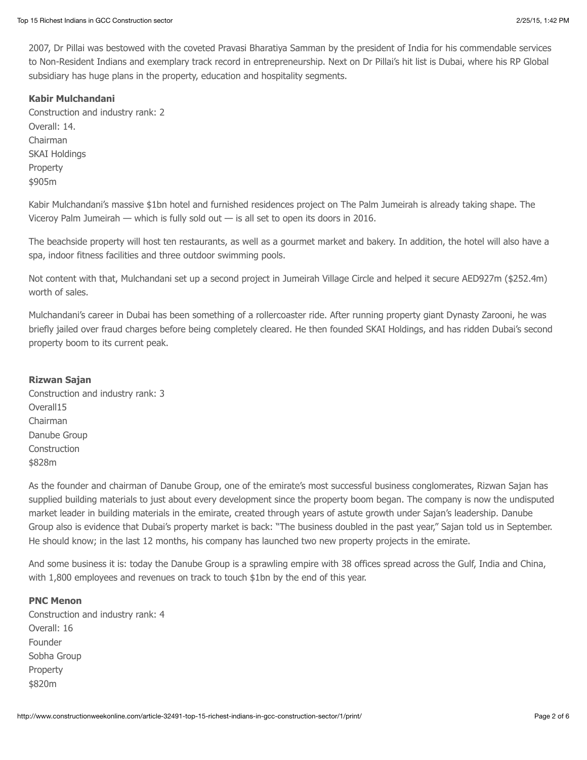2007, Dr Pillai was bestowed with the coveted Pravasi Bharatiya Samman by the president of India for his commendable services to Non-Resident Indians and exemplary track record in entrepreneurship. Next on Dr Pillai's hit list is Dubai, where his RP Global subsidiary has huge plans in the property, education and hospitality segments.

**Kabir Mulchandani**
Construction and industry rank: 2
Overall: 14.
Chairman
SKAI Holdings
Property
$905m

Kabir Mulchandani's massive $1bn hotel and furnished residences project on The Palm Jumeirah is already taking shape. The Viceroy Palm Jumeirah — which is fully sold out — is all set to open its doors in 2016.

The beachside property will host ten restaurants, as well as a gourmet market and bakery. In addition, the hotel will also have a spa, indoor fitness facilities and three outdoor swimming pools.

Not content with that, Mulchandani set up a second project in Jumeirah Village Circle and helped it secure AED927m ($252.4m) worth of sales.

Mulchandani's career in Dubai has been something of a rollercoaster ride. After running property giant Dynasty Zarooni, he was briefly jailed over fraud charges before being completely cleared. He then founded SKAI Holdings, and has ridden Dubai's second property boom to its current peak.

**Rizwan Sajan**
Construction and industry rank: 3
Overall15
Chairman
Danube Group
Construction
$828m

As the founder and chairman of Danube Group, one of the emirate's most successful business conglomerates, Rizwan Sajan has supplied building materials to just about every development since the property boom began. The company is now the undisputed market leader in building materials in the emirate, created through years of astute growth under Sajan's leadership. Danube Group also is evidence that Dubai's property market is back: "The business doubled in the past year," Sajan told us in September. He should know; in the last 12 months, his company has launched two new property projects in the emirate.

And some business it is: today the Danube Group is a sprawling empire with 38 offices spread across the Gulf, India and China, with 1,800 employees and revenues on track to touch $1bn by the end of this year.

**PNC Menon**
Construction and industry rank: 4
Overall: 16
Founder
Sobha Group
Property
$820m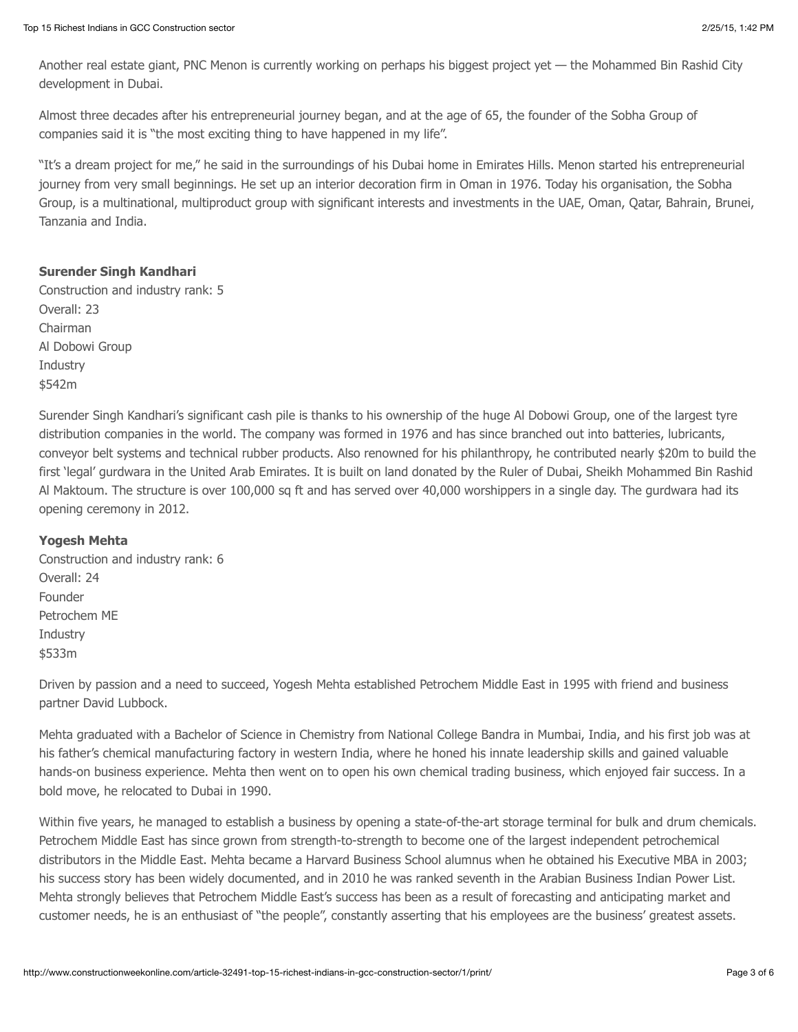Another real estate giant, PNC Menon is currently working on perhaps his biggest project yet — the Mohammed Bin Rashid City development in Dubai.

Almost three decades after his entrepreneurial journey began, and at the age of 65, the founder of the Sobha Group of companies said it is "the most exciting thing to have happened in my life".

"It's a dream project for me," he said in the surroundings of his Dubai home in Emirates Hills. Menon started his entrepreneurial journey from very small beginnings. He set up an interior decoration firm in Oman in 1976. Today his organisation, the Sobha Group, is a multinational, multiproduct group with significant interests and investments in the UAE, Oman, Qatar, Bahrain, Brunei, Tanzania and India.

**Surender Singh Kandhari**
Construction and industry rank: 5
Overall: 23
Chairman
Al Dobowi Group
Industry
$542m

Surender Singh Kandhari's significant cash pile is thanks to his ownership of the huge Al Dobowi Group, one of the largest tyre distribution companies in the world. The company was formed in 1976 and has since branched out into batteries, lubricants, conveyor belt systems and technical rubber products. Also renowned for his philanthropy, he contributed nearly $20m to build the first 'legal' gurdwara in the United Arab Emirates. It is built on land donated by the Ruler of Dubai, Sheikh Mohammed Bin Rashid Al Maktoum. The structure is over 100,000 sq ft and has served over 40,000 worshippers in a single day. The gurdwara had its opening ceremony in 2012.

**Yogesh Mehta**
Construction and industry rank: 6
Overall: 24
Founder
Petrochem ME
Industry
$533m

Driven by passion and a need to succeed, Yogesh Mehta established Petrochem Middle East in 1995 with friend and business partner David Lubbock.

Mehta graduated with a Bachelor of Science in Chemistry from National College Bandra in Mumbai, India, and his first job was at his father's chemical manufacturing factory in western India, where he honed his innate leadership skills and gained valuable hands-on business experience. Mehta then went on to open his own chemical trading business, which enjoyed fair success. In a bold move, he relocated to Dubai in 1990.

Within five years, he managed to establish a business by opening a state-of-the-art storage terminal for bulk and drum chemicals. Petrochem Middle East has since grown from strength-to-strength to become one of the largest independent petrochemical distributors in the Middle East. Mehta became a Harvard Business School alumnus when he obtained his Executive MBA in 2003; his success story has been widely documented, and in 2010 he was ranked seventh in the Arabian Business Indian Power List. Mehta strongly believes that Petrochem Middle East's success has been as a result of forecasting and anticipating market and customer needs, he is an enthusiast of "the people", constantly asserting that his employees are the business' greatest assets.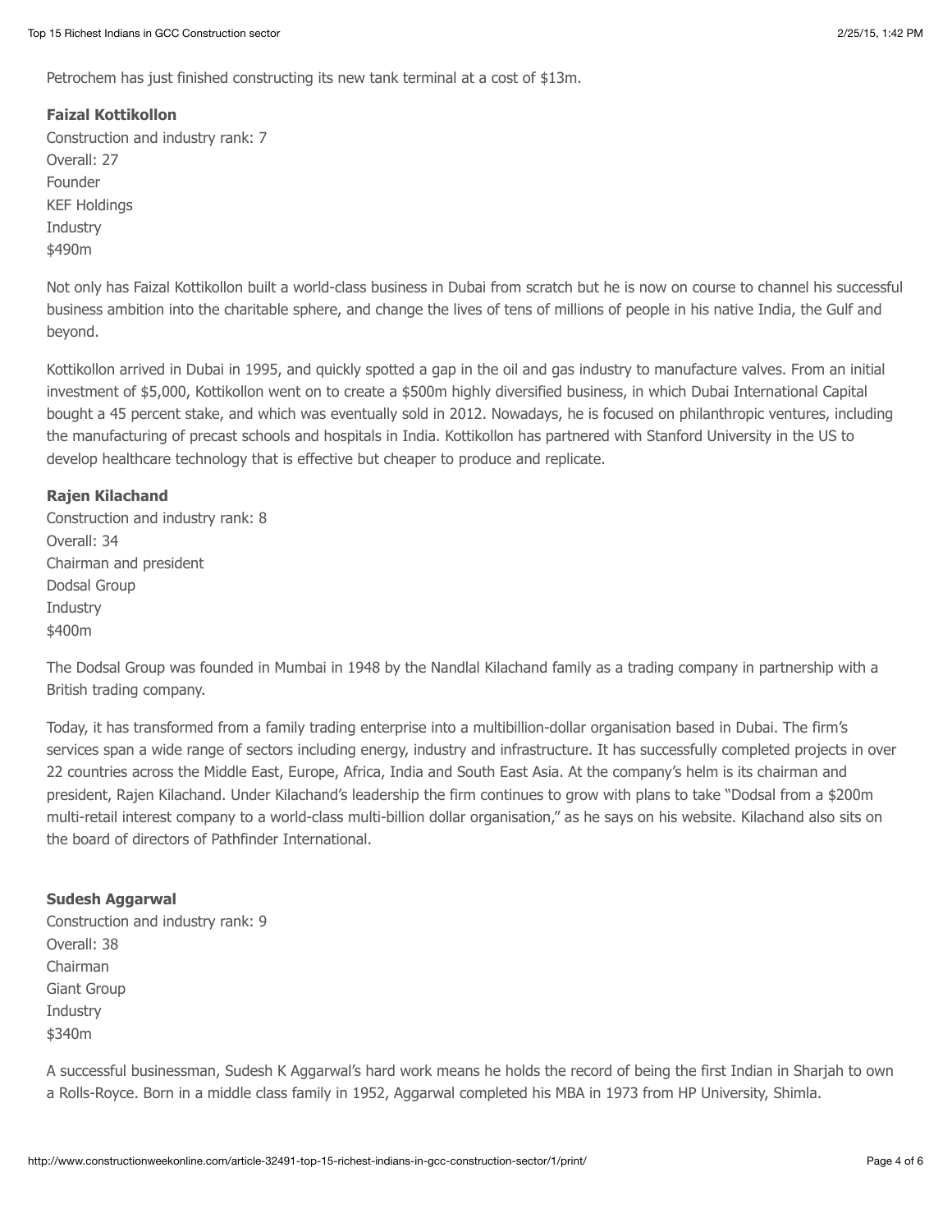Petrochem has just finished constructing its new tank terminal at a cost of $13m.

**Faizal Kottikollon**
Construction and industry rank: 7
Overall: 27
Founder
KEF Holdings
Industry
$490m

Not only has Faizal Kottikollon built a world-class business in Dubai from scratch but he is now on course to channel his successful business ambition into the charitable sphere, and change the lives of tens of millions of people in his native India, the Gulf and beyond.

Kottikollon arrived in Dubai in 1995, and quickly spotted a gap in the oil and gas industry to manufacture valves. From an initial investment of $5,000, Kottikollon went on to create a $500m highly diversified business, in which Dubai International Capital bought a 45 percent stake, and which was eventually sold in 2012. Nowadays, he is focused on philanthropic ventures, including the manufacturing of precast schools and hospitals in India. Kottikollon has partnered with Stanford University in the US to develop healthcare technology that is effective but cheaper to produce and replicate.

**Rajen Kilachand**
Construction and industry rank: 8
Overall: 34
Chairman and president
Dodsal Group
Industry
$400m

The Dodsal Group was founded in Mumbai in 1948 by the Nandlal Kilachand family as a trading company in partnership with a British trading company.

Today, it has transformed from a family trading enterprise into a multibillion-dollar organisation based in Dubai. The firm's services span a wide range of sectors including energy, industry and infrastructure. It has successfully completed projects in over 22 countries across the Middle East, Europe, Africa, India and South East Asia. At the company's helm is its chairman and president, Rajen Kilachand. Under Kilachand's leadership the firm continues to grow with plans to take "Dodsal from a $200m multi-retail interest company to a world-class multi-billion dollar organisation," as he says on his website. Kilachand also sits on the board of directors of Pathfinder International.

**Sudesh Aggarwal**
Construction and industry rank: 9
Overall: 38
Chairman
Giant Group
Industry
$340m

A successful businessman, Sudesh K Aggarwal's hard work means he holds the record of being the first Indian in Sharjah to own a Rolls-Royce. Born in a middle class family in 1952, Aggarwal completed his MBA in 1973 from HP University, Shimla.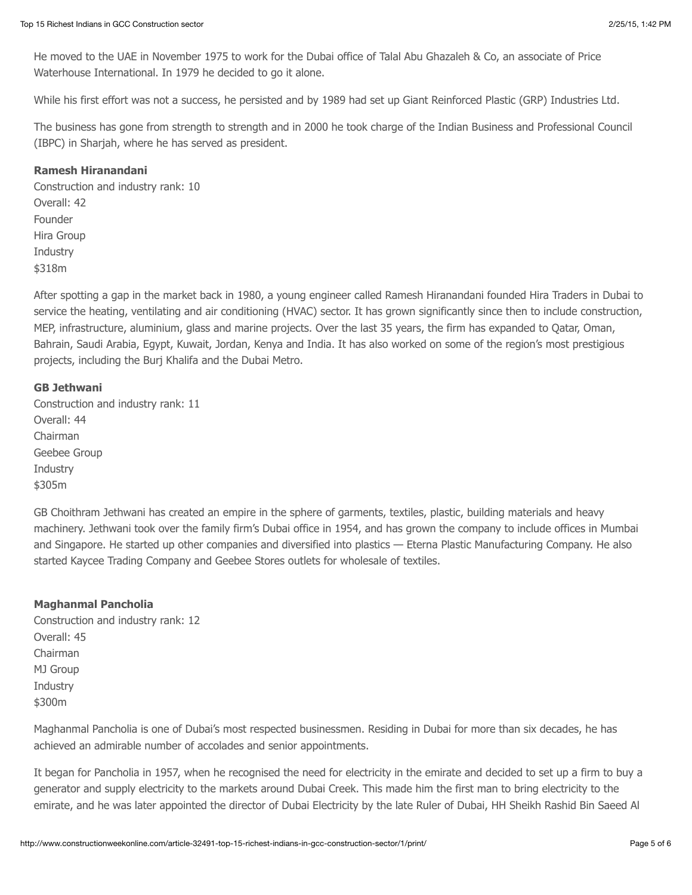He moved to the UAE in November 1975 to work for the Dubai office of Talal Abu Ghazaleh & Co, an associate of Price Waterhouse International. In 1979 he decided to go it alone.

While his first effort was not a success, he persisted and by 1989 had set up Giant Reinforced Plastic (GRP) Industries Ltd.

The business has gone from strength to strength and in 2000 he took charge of the Indian Business and Professional Council (IBPC) in Sharjah, where he has served as president.

**Ramesh Hiranandani**
Construction and industry rank: 10
Overall: 42
Founder
Hira Group
Industry
$318m

After spotting a gap in the market back in 1980, a young engineer called Ramesh Hiranandani founded Hira Traders in Dubai to service the heating, ventilating and air conditioning (HVAC) sector. It has grown significantly since then to include construction, MEP, infrastructure, aluminium, glass and marine projects. Over the last 35 years, the firm has expanded to Qatar, Oman, Bahrain, Saudi Arabia, Egypt, Kuwait, Jordan, Kenya and India. It has also worked on some of the region's most prestigious projects, including the Burj Khalifa and the Dubai Metro.

**GB Jethwani**
Construction and industry rank: 11
Overall: 44
Chairman
Geebee Group
Industry
$305m

GB Choithram Jethwani has created an empire in the sphere of garments, textiles, plastic, building materials and heavy machinery. Jethwani took over the family firm's Dubai office in 1954, and has grown the company to include offices in Mumbai and Singapore. He started up other companies and diversified into plastics — Eterna Plastic Manufacturing Company. He also started Kaycee Trading Company and Geebee Stores outlets for wholesale of textiles.

**Maghanmal Pancholia**
Construction and industry rank: 12
Overall: 45
Chairman
MJ Group
Industry
$300m

Maghanmal Pancholia is one of Dubai's most respected businessmen. Residing in Dubai for more than six decades, he has achieved an admirable number of accolades and senior appointments.

It began for Pancholia in 1957, when he recognised the need for electricity in the emirate and decided to set up a firm to buy a generator and supply electricity to the markets around Dubai Creek. This made him the first man to bring electricity to the emirate, and he was later appointed the director of Dubai Electricity by the late Ruler of Dubai, HH Sheikh Rashid Bin Saeed Al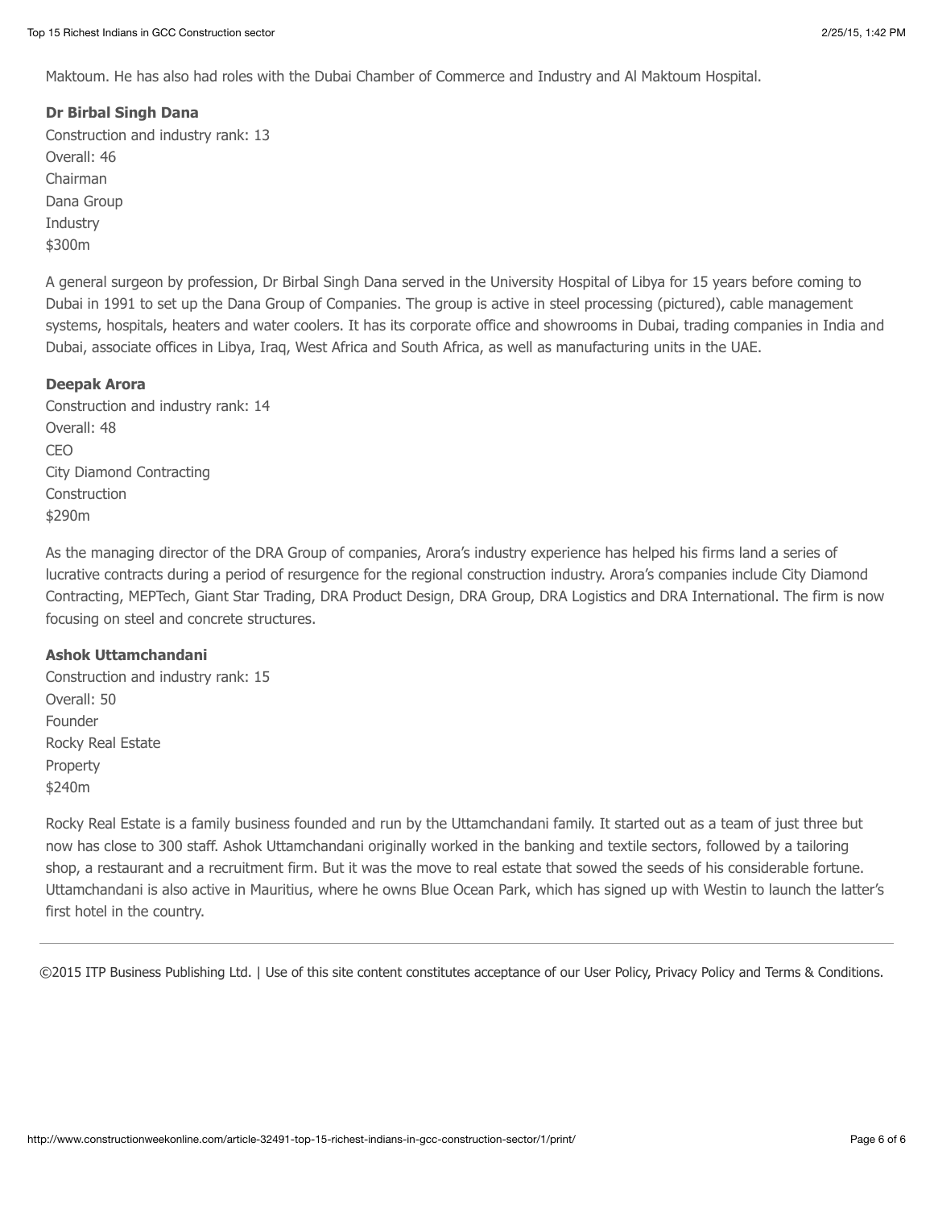Maktoum. He has also had roles with the Dubai Chamber of Commerce and Industry and Al Maktoum Hospital.

**Dr Birbal Singh Dana**
Construction and industry rank: 13
Overall: 46
Chairman
Dana Group
Industry
$300m

A general surgeon by profession, Dr Birbal Singh Dana served in the University Hospital of Libya for 15 years before coming to Dubai in 1991 to set up the Dana Group of Companies. The group is active in steel processing (pictured), cable management systems, hospitals, heaters and water coolers. It has its corporate office and showrooms in Dubai, trading companies in India and Dubai, associate offices in Libya, Iraq, West Africa and South Africa, as well as manufacturing units in the UAE.

**Deepak Arora**
Construction and industry rank: 14
Overall: 48
CEO
City Diamond Contracting
Construction
$290m

As the managing director of the DRA Group of companies, Arora's industry experience has helped his firms land a series of lucrative contracts during a period of resurgence for the regional construction industry. Arora's companies include City Diamond Contracting, MEPTech, Giant Star Trading, DRA Product Design, DRA Group, DRA Logistics and DRA International. The firm is now focusing on steel and concrete structures.

**Ashok Uttamchandani**
Construction and industry rank: 15
Overall: 50
Founder
Rocky Real Estate
Property
$240m

Rocky Real Estate is a family business founded and run by the Uttamchandani family. It started out as a team of just three but now has close to 300 staff. Ashok Uttamchandani originally worked in the banking and textile sectors, followed by a tailoring shop, a restaurant and a recruitment firm. But it was the move to real estate that sowed the seeds of his considerable fortune. Uttamchandani is also active in Mauritius, where he owns Blue Ocean Park, which has signed up with Westin to launch the latter's first hotel in the country.

©2015 ITP Business Publishing Ltd. | Use of this site content constitutes acceptance of our User Policy, Privacy Policy and Terms & Conditions.